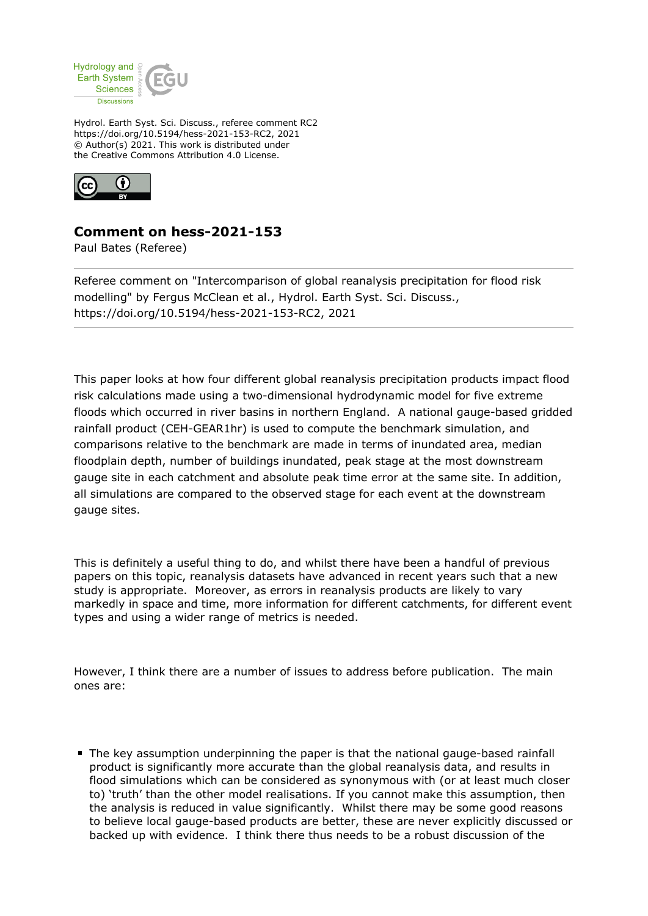Hydrol. Earth Syst. Sci. Discuss., referee comment RC2
https://doi.org/10.5194/hess-2021-153-RC2, 2021
© Author(s) 2021. This work is distributed under
the Creative Commons Attribution 4.0 License.

## Comment on hess-2021-153

Paul Bates (Referee)

Referee comment on "Intercomparison of global reanalysis precipitation for flood risk modelling" by Fergus McClean et al., Hydrol. Earth Syst. Sci. Discuss., https://doi.org/10.5194/hess-2021-153-RC2, 2021

---

This paper looks at how four different global reanalysis precipitation products impact flood risk calculations made using a two-dimensional hydrodynamic model for five extreme floods which occurred in river basins in northern England. A national gauge-based gridded rainfall product (CEH-GEAR1hr) is used to compute the benchmark simulation, and comparisons relative to the benchmark are made in terms of inundated area, median floodplain depth, number of buildings inundated, peak stage at the most downstream gauge site in each catchment and absolute peak time error at the same site. In addition, all simulations are compared to the observed stage for each event at the downstream gauge sites.

This is definitely a useful thing to do, and whilst there have been a handful of previous papers on this topic, reanalysis datasets have advanced in recent years such that a new study is appropriate. Moreover, as errors in reanalysis products are likely to vary markedly in space and time, more information for different catchments, for different event types and using a wider range of metrics is needed.

However, I think there are a number of issues to address before publication. The main ones are:

- The key assumption underpinning the paper is that the national gauge-based rainfall product is significantly more accurate than the global reanalysis data, and results in flood simulations which can be considered as synonymous with (or at least much closer to) 'truth' than the other model realisations. If you cannot make this assumption, then the analysis is reduced in value significantly. Whilst there may be some good reasons to believe local gauge-based products are better, these are never explicitly discussed or backed up with evidence. I think there thus needs to be a robust discussion of the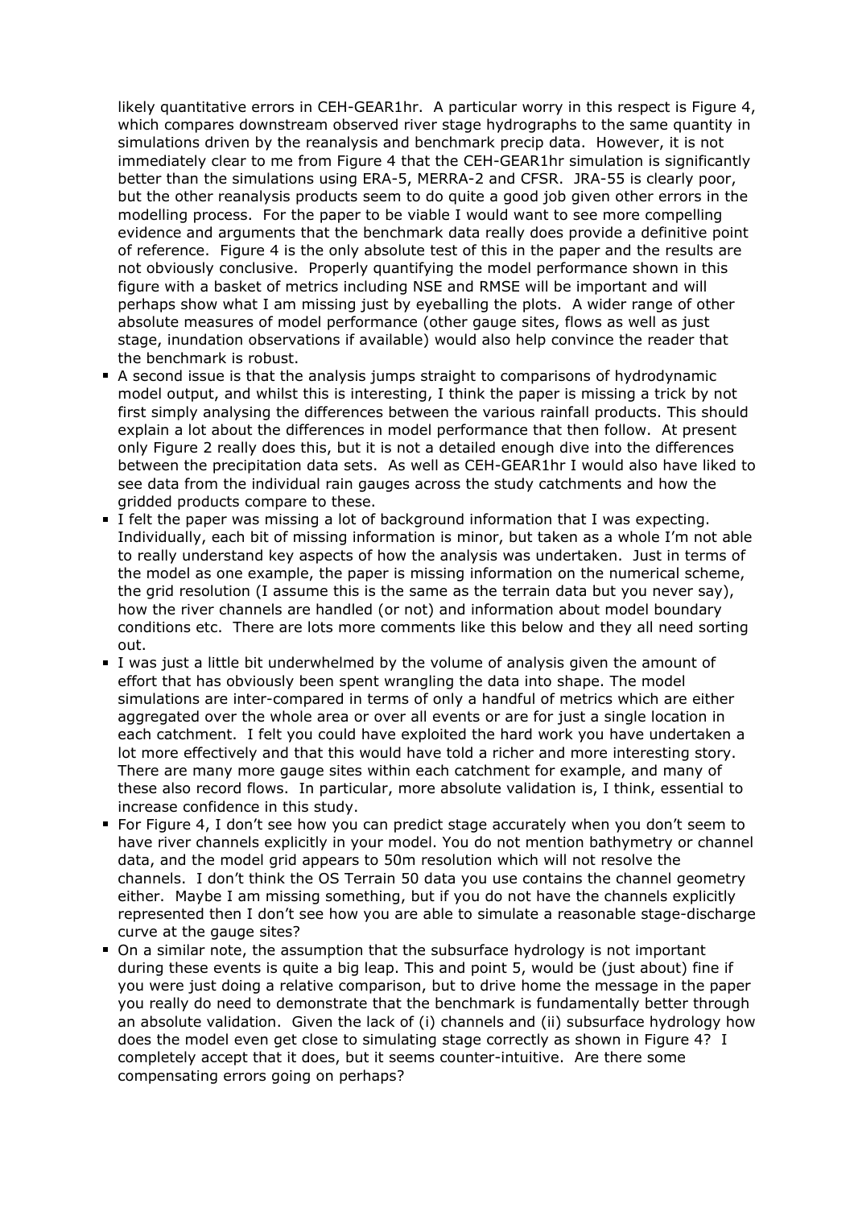likely quantitative errors in CEH-GEAR1hr. A particular worry in this respect is Figure 4, which compares downstream observed river stage hydrographs to the same quantity in simulations driven by the reanalysis and benchmark precip data. However, it is not immediately clear to me from Figure 4 that the CEH-GEAR1hr simulation is significantly better than the simulations using ERA-5, MERRA-2 and CFSR. JRA-55 is clearly poor, but the other reanalysis products seem to do quite a good job given other errors in the modelling process. For the paper to be viable I would want to see more compelling evidence and arguments that the benchmark data really does provide a definitive point of reference. Figure 4 is the only absolute test of this in the paper and the results are not obviously conclusive. Properly quantifying the model performance shown in this figure with a basket of metrics including NSE and RMSE will be important and will perhaps show what I am missing just by eyeballing the plots. A wider range of other absolute measures of model performance (other gauge sites, flows as well as just stage, inundation observations if available) would also help convince the reader that the benchmark is robust.

- A second issue is that the analysis jumps straight to comparisons of hydrodynamic model output, and whilst this is interesting, I think the paper is missing a trick by not first simply analysing the differences between the various rainfall products. This should explain a lot about the differences in model performance that then follow. At present only Figure 2 really does this, but it is not a detailed enough dive into the differences between the precipitation data sets. As well as CEH-GEAR1hr I would also have liked to see data from the individual rain gauges across the study catchments and how the gridded products compare to these.
- I felt the paper was missing a lot of background information that I was expecting. Individually, each bit of missing information is minor, but taken as a whole I'm not able to really understand key aspects of how the analysis was undertaken. Just in terms of the model as one example, the paper is missing information on the numerical scheme, the grid resolution (I assume this is the same as the terrain data but you never say), how the river channels are handled (or not) and information about model boundary conditions etc. There are lots more comments like this below and they all need sorting out.
- I was just a little bit underwhelmed by the volume of analysis given the amount of effort that has obviously been spent wrangling the data into shape. The model simulations are inter-compared in terms of only a handful of metrics which are either aggregated over the whole area or over all events or are for just a single location in each catchment. I felt you could have exploited the hard work you have undertaken a lot more effectively and that this would have told a richer and more interesting story. There are many more gauge sites within each catchment for example, and many of these also record flows. In particular, more absolute validation is, I think, essential to increase confidence in this study.
- For Figure 4, I don't see how you can predict stage accurately when you don't seem to have river channels explicitly in your model. You do not mention bathymetry or channel data, and the model grid appears to 50m resolution which will not resolve the channels. I don't think the OS Terrain 50 data you use contains the channel geometry either. Maybe I am missing something, but if you do not have the channels explicitly represented then I don't see how you are able to simulate a reasonable stage-discharge curve at the gauge sites?
- On a similar note, the assumption that the subsurface hydrology is not important during these events is quite a big leap. This and point 5, would be (just about) fine if you were just doing a relative comparison, but to drive home the message in the paper you really do need to demonstrate that the benchmark is fundamentally better through an absolute validation. Given the lack of (i) channels and (ii) subsurface hydrology how does the model even get close to simulating stage correctly as shown in Figure 4? I completely accept that it does, but it seems counter-intuitive. Are there some compensating errors going on perhaps?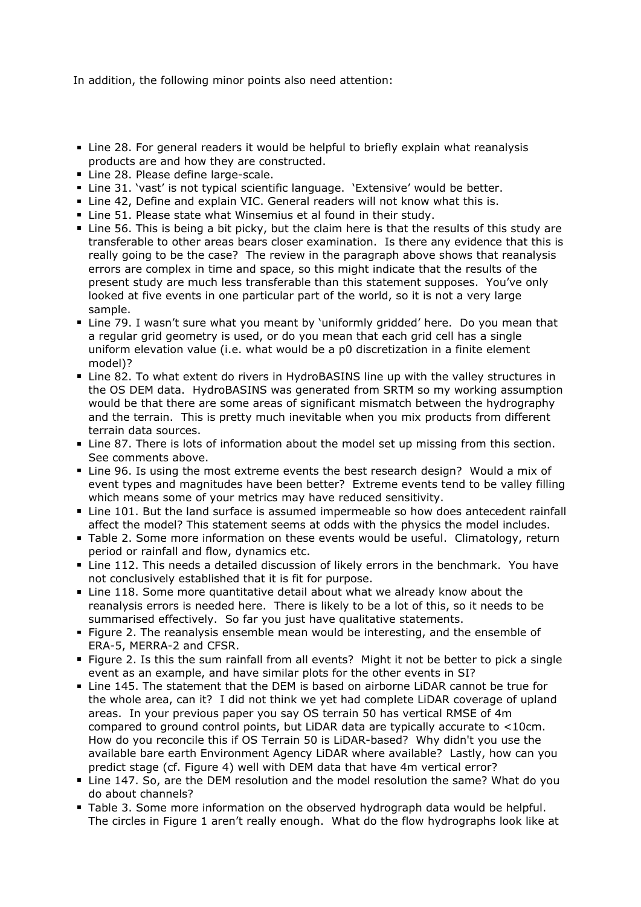In addition, the following minor points also need attention:

- Line 28. For general readers it would be helpful to briefly explain what reanalysis products are and how they are constructed.
- Line 28. Please define large-scale.
- Line 31. 'vast' is not typical scientific language. 'Extensive' would be better.
- Line 42, Define and explain VIC. General readers will not know what this is.
- Line 51. Please state what Winsemius et al found in their study.
- Line 56. This is being a bit picky, but the claim here is that the results of this study are transferable to other areas bears closer examination. Is there any evidence that this is really going to be the case? The review in the paragraph above shows that reanalysis errors are complex in time and space, so this might indicate that the results of the present study are much less transferable than this statement supposes. You've only looked at five events in one particular part of the world, so it is not a very large sample.
- Line 79. I wasn't sure what you meant by 'uniformly gridded' here. Do you mean that a regular grid geometry is used, or do you mean that each grid cell has a single uniform elevation value (i.e. what would be a p0 discretization in a finite element model)?
- Line 82. To what extent do rivers in HydroBASINS line up with the valley structures in the OS DEM data. HydroBASINS was generated from SRTM so my working assumption would be that there are some areas of significant mismatch between the hydrography and the terrain. This is pretty much inevitable when you mix products from different terrain data sources.
- Line 87. There is lots of information about the model set up missing from this section. See comments above.
- Line 96. Is using the most extreme events the best research design? Would a mix of event types and magnitudes have been better? Extreme events tend to be valley filling which means some of your metrics may have reduced sensitivity.
- Line 101. But the land surface is assumed impermeable so how does antecedent rainfall affect the model? This statement seems at odds with the physics the model includes.
- Table 2. Some more information on these events would be useful. Climatology, return period or rainfall and flow, dynamics etc.
- Line 112. This needs a detailed discussion of likely errors in the benchmark. You have not conclusively established that it is fit for purpose.
- Line 118. Some more quantitative detail about what we already know about the reanalysis errors is needed here. There is likely to be a lot of this, so it needs to be summarised effectively. So far you just have qualitative statements.
- Figure 2. The reanalysis ensemble mean would be interesting, and the ensemble of ERA-5, MERRA-2 and CFSR.
- Figure 2. Is this the sum rainfall from all events? Might it not be better to pick a single event as an example, and have similar plots for the other events in SI?
- Line 145. The statement that the DEM is based on airborne LiDAR cannot be true for the whole area, can it? I did not think we yet had complete LiDAR coverage of upland areas. In your previous paper you say OS terrain 50 has vertical RMSE of 4m compared to ground control points, but LiDAR data are typically accurate to <10cm. How do you reconcile this if OS Terrain 50 is LiDAR-based? Why didn't you use the available bare earth Environment Agency LiDAR where available? Lastly, how can you predict stage (cf. Figure 4) well with DEM data that have 4m vertical error?
- Line 147. So, are the DEM resolution and the model resolution the same? What do you do about channels?
- Table 3. Some more information on the observed hydrograph data would be helpful. The circles in Figure 1 aren't really enough. What do the flow hydrographs look like at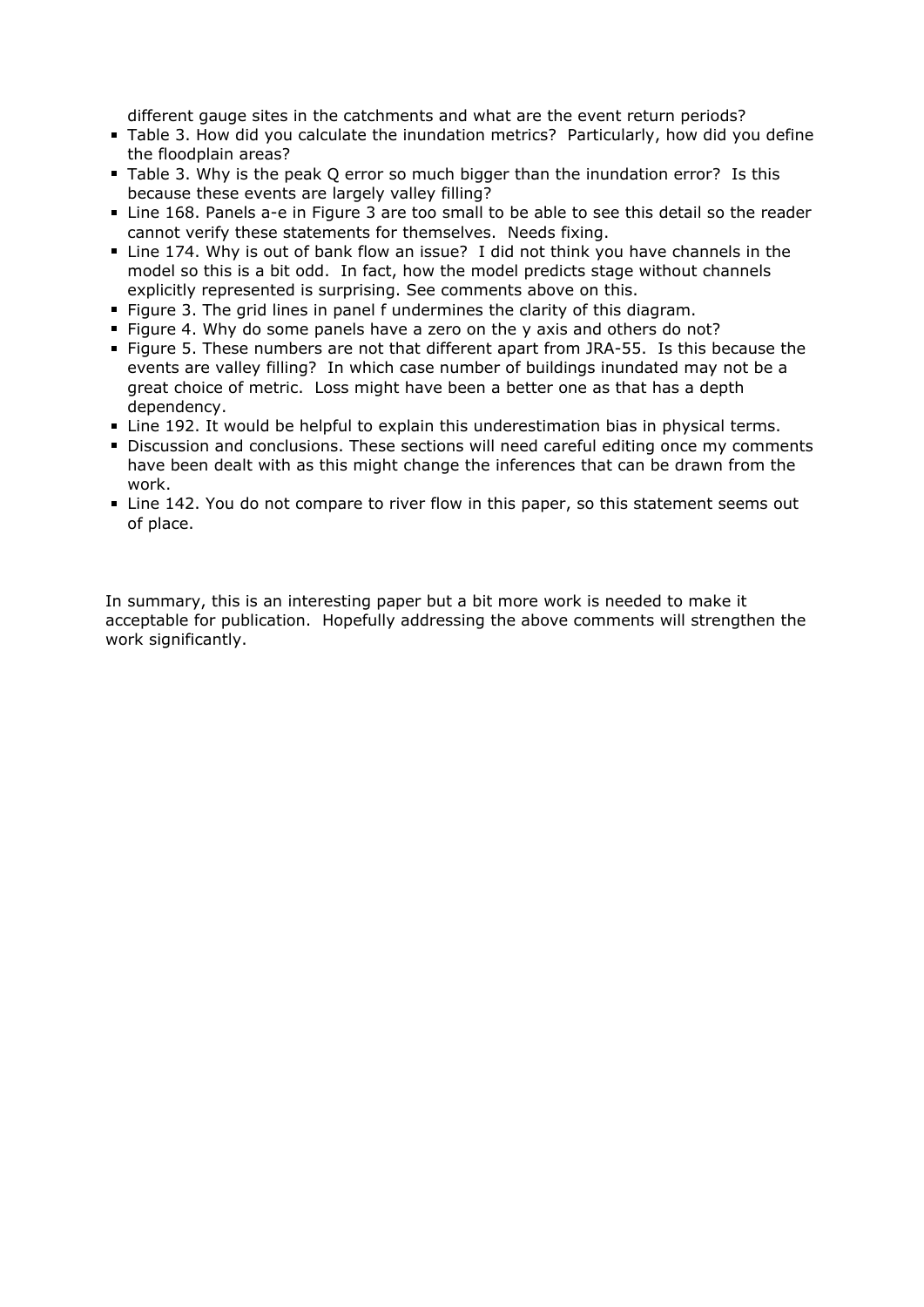different gauge sites in the catchments and what are the event return periods?

- Table 3. How did you calculate the inundation metrics? Particularly, how did you define the floodplain areas?
- Table 3. Why is the peak Q error so much bigger than the inundation error? Is this because these events are largely valley filling?
- Line 168. Panels a-e in Figure 3 are too small to be able to see this detail so the reader cannot verify these statements for themselves. Needs fixing.
- Line 174. Why is out of bank flow an issue? I did not think you have channels in the model so this is a bit odd. In fact, how the model predicts stage without channels explicitly represented is surprising. See comments above on this.
- Figure 3. The grid lines in panel f undermines the clarity of this diagram.
- Figure 4. Why do some panels have a zero on the y axis and others do not?
- Figure 5. These numbers are not that different apart from JRA-55. Is this because the events are valley filling? In which case number of buildings inundated may not be a great choice of metric. Loss might have been a better one as that has a depth dependency.
- Line 192. It would be helpful to explain this underestimation bias in physical terms.
- Discussion and conclusions. These sections will need careful editing once my comments have been dealt with as this might change the inferences that can be drawn from the work.
- Line 142. You do not compare to river flow in this paper, so this statement seems out of place.

In summary, this is an interesting paper but a bit more work is needed to make it acceptable for publication. Hopefully addressing the above comments will strengthen the work significantly.